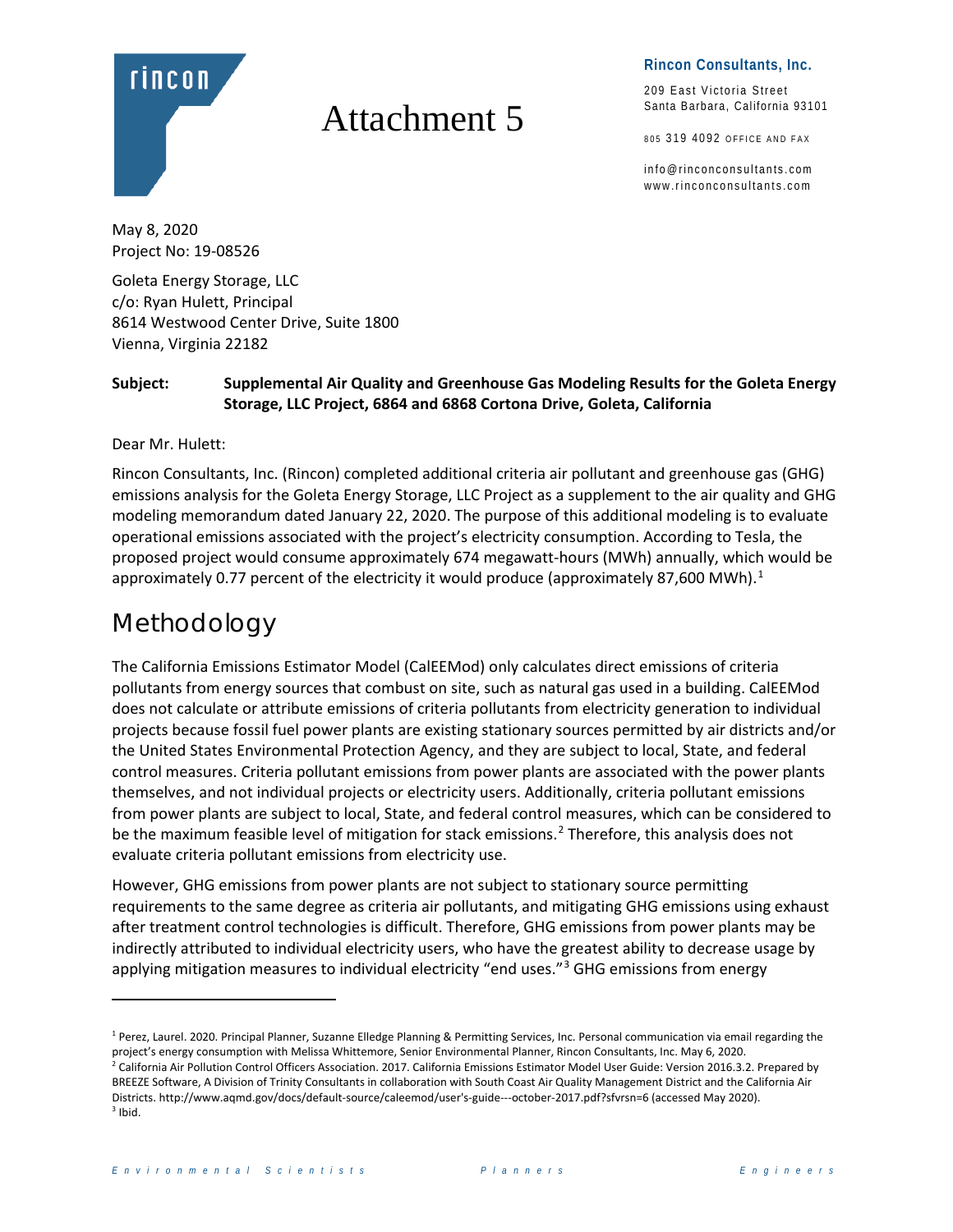# Attachment 5

**Rincon Consultants, Inc.**

209 East Victoria Street
Santa Barbara, California 93101

805 319 4092 OFFICE AND FAX

info@rinconconsultants.com
www.rinconconsultants.com

May 8, 2020
Project No: 19-08526

Goleta Energy Storage, LLC
c/o: Ryan Hulett, Principal
8614 Westwood Center Drive, Suite 1800
Vienna, Virginia 22182

**Subject: Supplemental Air Quality and Greenhouse Gas Modeling Results for the Goleta Energy Storage, LLC Project, 6864 and 6868 Cortona Drive, Goleta, California**

Dear Mr. Hulett:

Rincon Consultants, Inc. (Rincon) completed additional criteria air pollutant and greenhouse gas (GHG) emissions analysis for the Goleta Energy Storage, LLC Project as a supplement to the air quality and GHG modeling memorandum dated January 22, 2020. The purpose of this additional modeling is to evaluate operational emissions associated with the project's electricity consumption. According to Tesla, the proposed project would consume approximately 674 megawatt-hours (MWh) annually, which would be approximately 0.77 percent of the electricity it would produce (approximately 87,600 MWh).[1]

## Methodology

The California Emissions Estimator Model (CalEEMod) only calculates direct emissions of criteria pollutants from energy sources that combust on site, such as natural gas used in a building. CalEEMod does not calculate or attribute emissions of criteria pollutants from electricity generation to individual projects because fossil fuel power plants are existing stationary sources permitted by air districts and/or the United States Environmental Protection Agency, and they are subject to local, State, and federal control measures. Criteria pollutant emissions from power plants are associated with the power plants themselves, and not individual projects or electricity users. Additionally, criteria pollutant emissions from power plants are subject to local, State, and federal control measures, which can be considered to be the maximum feasible level of mitigation for stack emissions.[2] Therefore, this analysis does not evaluate criteria pollutant emissions from electricity use.

However, GHG emissions from power plants are not subject to stationary source permitting requirements to the same degree as criteria air pollutants, and mitigating GHG emissions using exhaust after treatment control technologies is difficult. Therefore, GHG emissions from power plants may be indirectly attributed to individual electricity users, who have the greatest ability to decrease usage by applying mitigation measures to individual electricity "end uses."[3] GHG emissions from energy

---

[1] Perez, Laurel. 2020. Principal Planner, Suzanne Elledge Planning & Permitting Services, Inc. Personal communication via email regarding the project's energy consumption with Melissa Whittemore, Senior Environmental Planner, Rincon Consultants, Inc. May 6, 2020.

[2] California Air Pollution Control Officers Association. 2017. California Emissions Estimator Model User Guide: Version 2016.3.2. Prepared by BREEZE Software, A Division of Trinity Consultants in collaboration with South Coast Air Quality Management District and the California Air Districts. http://www.aqmd.gov/docs/default-source/caleemod/user's-guide---october-2017.pdf?sfvrsn=6 (accessed May 2020).

[3] Ibid.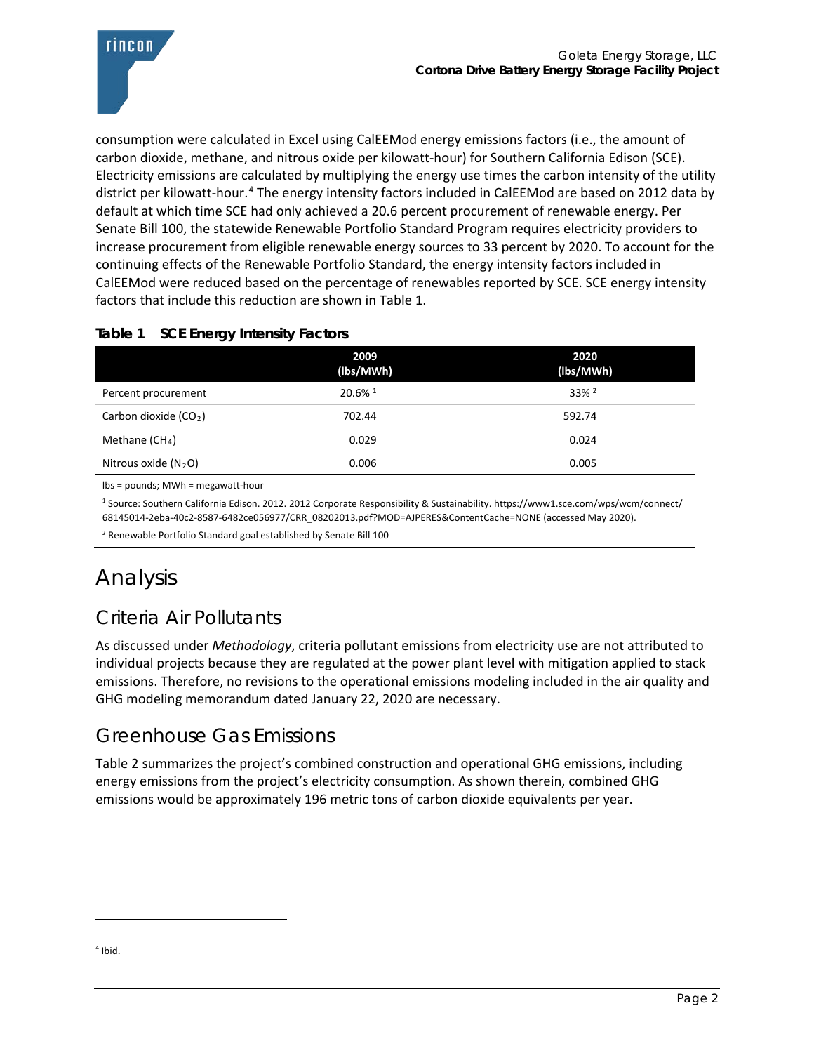consumption were calculated in Excel using CalEEMod energy emissions factors (i.e., the amount of carbon dioxide, methane, and nitrous oxide per kilowatt-hour) for Southern California Edison (SCE). Electricity emissions are calculated by multiplying the energy use times the carbon intensity of the utility district per kilowatt-hour.[4] The energy intensity factors included in CalEEMod are based on 2012 data by default at which time SCE had only achieved a 20.6 percent procurement of renewable energy. Per Senate Bill 100, the statewide Renewable Portfolio Standard Program requires electricity providers to increase procurement from eligible renewable energy sources to 33 percent by 2020. To account for the continuing effects of the Renewable Portfolio Standard, the energy intensity factors included in CalEEMod were reduced based on the percentage of renewables reported by SCE. SCE energy intensity factors that include this reduction are shown in Table 1.

**Table 1 SCE Energy Intensity Factors**

| | 2009 (lbs/MWh) | 2020 (lbs/MWh) |
|---|---|---|
| Percent procurement | 20.6% [1] | 33% [2] |
| Carbon dioxide ($CO_2$) | 702.44 | 592.74 |
| Methane ($CH_4$) | 0.029 | 0.024 |
| Nitrous oxide ($N_2O$) | 0.006 | 0.005 |

lbs = pounds; MWh = megawatt-hour

[1] Source: Southern California Edison. 2012. 2012 Corporate Responsibility & Sustainability. https://www1.sce.com/wps/wcm/connect/68145014-2eba-40c2-8587-6482ce056977/CRR_08202013.pdf?MOD=AJPERES&ContentCache=NONE (accessed May 2020).

[2] Renewable Portfolio Standard goal established by Senate Bill 100

# Analysis

## Criteria Air Pollutants

As discussed under *Methodology*, criteria pollutant emissions from electricity use are not attributed to individual projects because they are regulated at the power plant level with mitigation applied to stack emissions. Therefore, no revisions to the operational emissions modeling included in the air quality and GHG modeling memorandum dated January 22, 2020 are necessary.

## Greenhouse Gas Emissions

Table 2 summarizes the project's combined construction and operational GHG emissions, including energy emissions from the project's electricity consumption. As shown therein, combined GHG emissions would be approximately 196 metric tons of carbon dioxide equivalents per year.

[4] Ibid.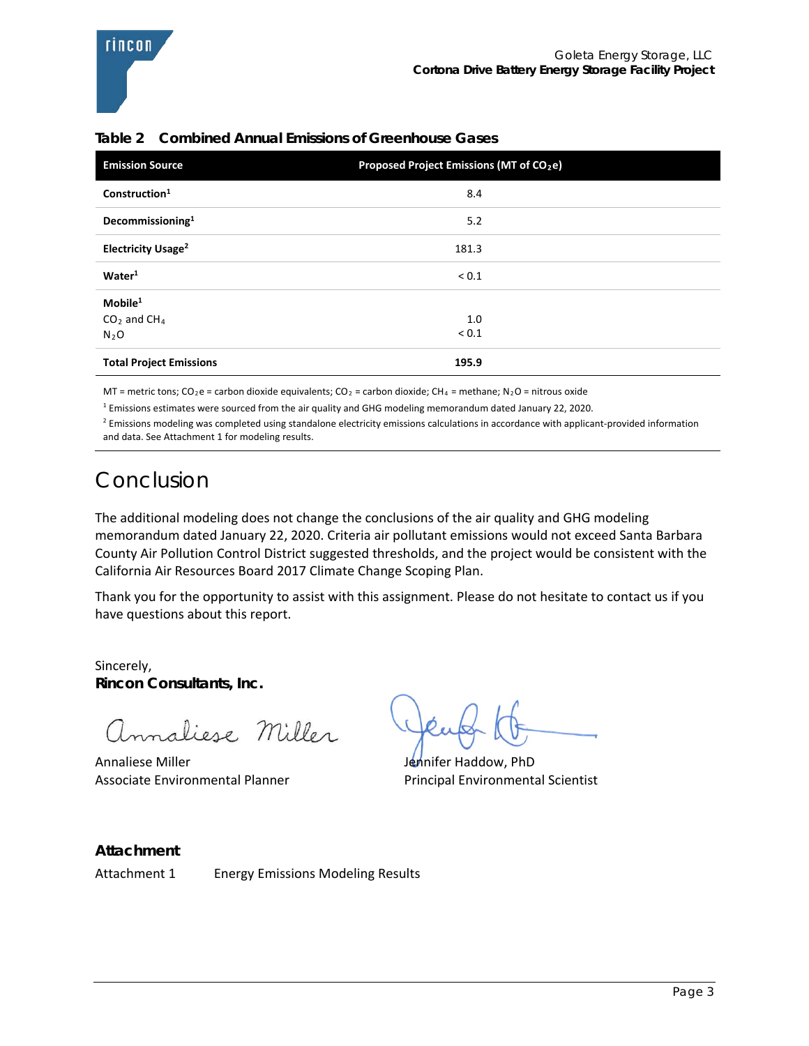**Table 2 Combined Annual Emissions of Greenhouse Gases**

| Emission Source | Proposed Project Emissions (MT of $CO_2e$) |
|---|---|
| **Construction**[1] | 8.4 |
| **Decommissioning**[1] | 5.2 |
| **Electricity Usage**[2] | 181.3 |
| **Water**[1] | < 0.1 |
| **Mobile**[1] | |
| $CO_2$ and $CH_4$ | 1.0 |
| $N_2O$ | < 0.1 |
| **Total Project Emissions** | **195.9** |

MT = metric tons; $CO_2e$ = carbon dioxide equivalents; $CO_2$ = carbon dioxide; $CH_4$ = methane; $N_2O$ = nitrous oxide

[1] Emissions estimates were sourced from the air quality and GHG modeling memorandum dated January 22, 2020.

[2] Emissions modeling was completed using standalone electricity emissions calculations in accordance with applicant-provided information and data. See Attachment 1 for modeling results.

# Conclusion

The additional modeling does not change the conclusions of the air quality and GHG modeling memorandum dated January 22, 2020. Criteria air pollutant emissions would not exceed Santa Barbara County Air Pollution Control District suggested thresholds, and the project would be consistent with the California Air Resources Board 2017 Climate Change Scoping Plan.

Thank you for the opportunity to assist with this assignment. Please do not hesitate to contact us if you have questions about this report.

Sincerely,
**Rincon Consultants, Inc.**

Annaliese Miller
Associate Environmental Planner

Jennifer Haddow, PhD
Principal Environmental Scientist

**Attachment**

Attachment 1 Energy Emissions Modeling Results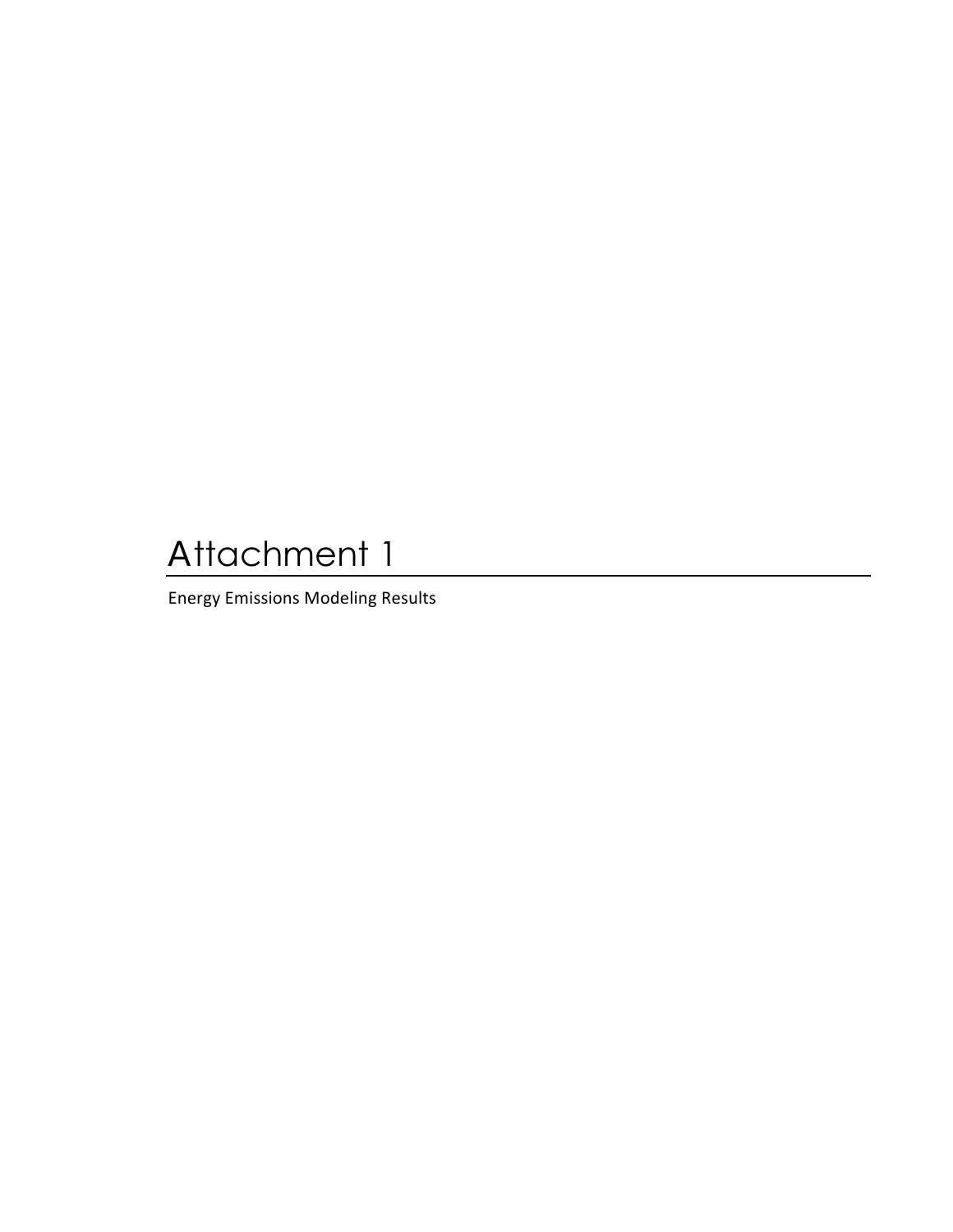# Attachment 1

Energy Emissions Modeling Results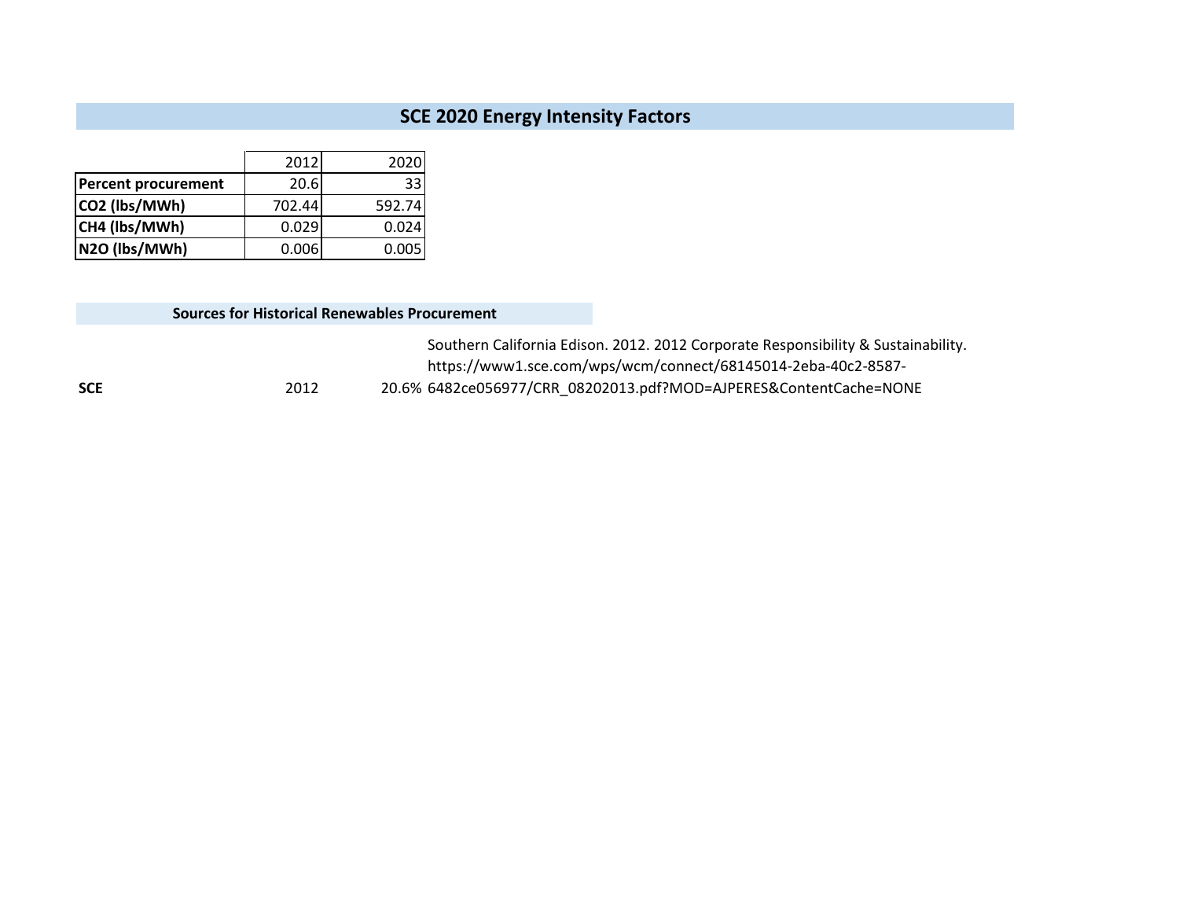# SCE 2020 Energy Intensity Factors

| | 2012 | 2020 |
|---|---|---|
| **Percent procurement** | 20.6 | 33 |
| **$CO_2$ (lbs/MWh)** | 702.44 | 592.74 |
| **$CH_4$ (lbs/MWh)** | 0.029 | 0.024 |
| **$N_2O$ (lbs/MWh)** | 0.006 | 0.005 |

**Sources for Historical Renewables Procurement**

| | | | |
|---|---|---|---|
| **SCE** | 2012 | 20.6% | Southern California Edison. 2012. 2012 Corporate Responsibility & Sustainability. https://www1.sce.com/wps/wcm/connect/68145014-2eba-40c2-8587-6482ce056977/CRR_08202013.pdf?MOD=AJPERES&ContentCache=NONE |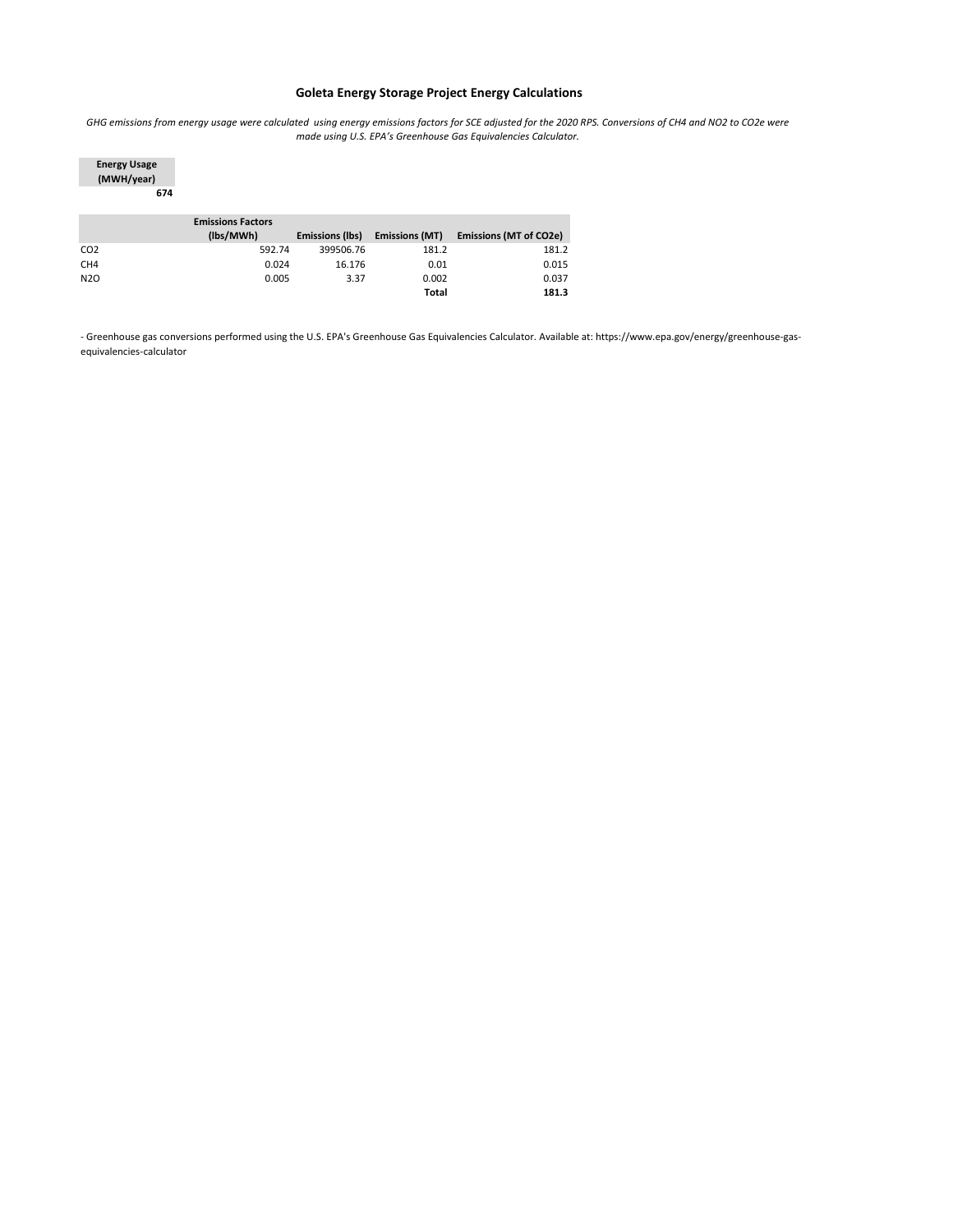# Goleta Energy Storage Project Energy Calculations

*GHG emissions from energy usage were calculated using energy emissions factors for SCE adjusted for the 2020 RPS. Conversions of CH4 and NO2 to CO2e were made using U.S. EPA's Greenhouse Gas Equivalencies Calculator.*

| Energy Usage (MWH/year) |
|---|
| **674** |

| | Emissions Factors (lbs/MWh) | Emissions (lbs) | Emissions (MT) | Emissions (MT of CO2e) |
|---|---|---|---|---|
| $CO_2$ | 592.74 | 399506.76 | 181.2 | 181.2 |
| $CH_4$ | 0.024 | 16.176 | 0.01 | 0.015 |
| $N_2O$ | 0.005 | 3.37 | 0.002 | 0.037 |
| | | | **Total** | **181.3** |

- Greenhouse gas conversions performed using the U.S. EPA's Greenhouse Gas Equivalencies Calculator. Available at: https://www.epa.gov/energy/greenhouse-gas-equivalencies-calculator